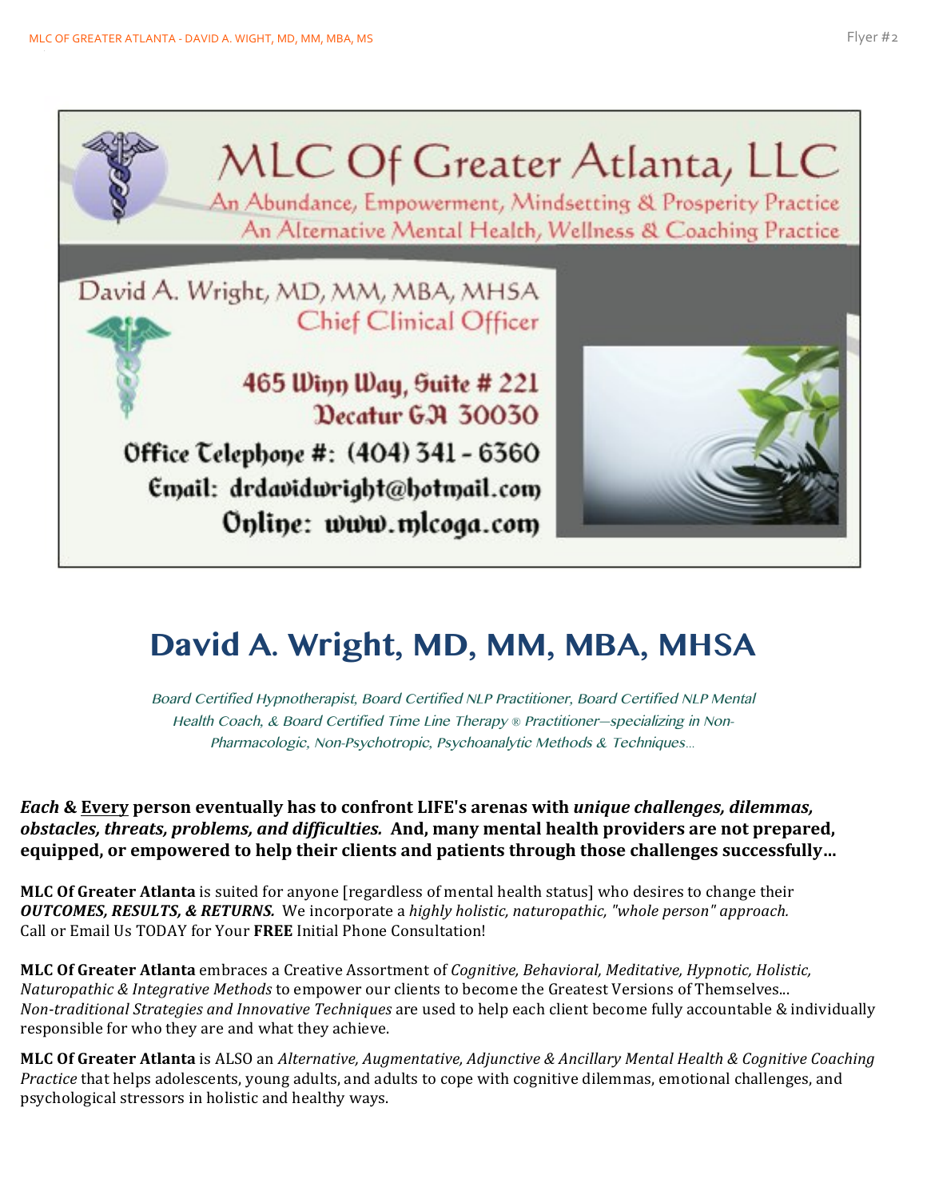MLC Of Greater Atlanta, LLC

An Abundance, Empowerment, Mindsetting & Prosperity Practice

An Alternative Mental Health, Wellness & Coaching Practice

David A. Wright, MD, MM, MBA, MHSA

Chief Clinical Officer

465 Winn Way, Suite # 221

Decatur GA 30030

Office Telephone #: (404) 341 - 6360

Email: drdavidwright@hotmail.com

Online: www.mlcoga.com

# David A. Wright, MD, MM, MBA, MHSA

*Board Certified Hypnotherapist, Board Certified NLP Practitioner, Board Certified NLP Mental Health Coach, & Board Certified Time Line Therapy ® Practitioner—specializing in Non-Pharmacologic, Non-Psychotropic, Psychoanalytic Methods & Techniques...*

***Each* & Every person eventually has to confront LIFE's arenas with *unique challenges, dilemmas, obstacles, threats, problems, and difficulties.* And, many mental health providers are not prepared, equipped, or empowered to help their clients and patients through those challenges successfully...**

**MLC Of Greater Atlanta** is suited for anyone [regardless of mental health status] who desires to change their ***OUTCOMES, RESULTS, & RETURNS.*** We incorporate a *highly holistic, naturopathic, "whole person" approach.* Call or Email Us TODAY for Your **FREE** Initial Phone Consultation!

**MLC Of Greater Atlanta** embraces a Creative Assortment of *Cognitive, Behavioral, Meditative, Hypnotic, Holistic, Naturopathic & Integrative Methods* to empower our clients to become the Greatest Versions of Themselves... *Non-traditional Strategies and Innovative Techniques* are used to help each client become fully accountable & individually responsible for who they are and what they achieve.

**MLC Of Greater Atlanta** is ALSO an *Alternative, Augmentative, Adjunctive & Ancillary Mental Health & Cognitive Coaching Practice* that helps adolescents, young adults, and adults to cope with cognitive dilemmas, emotional challenges, and psychological stressors in holistic and healthy ways.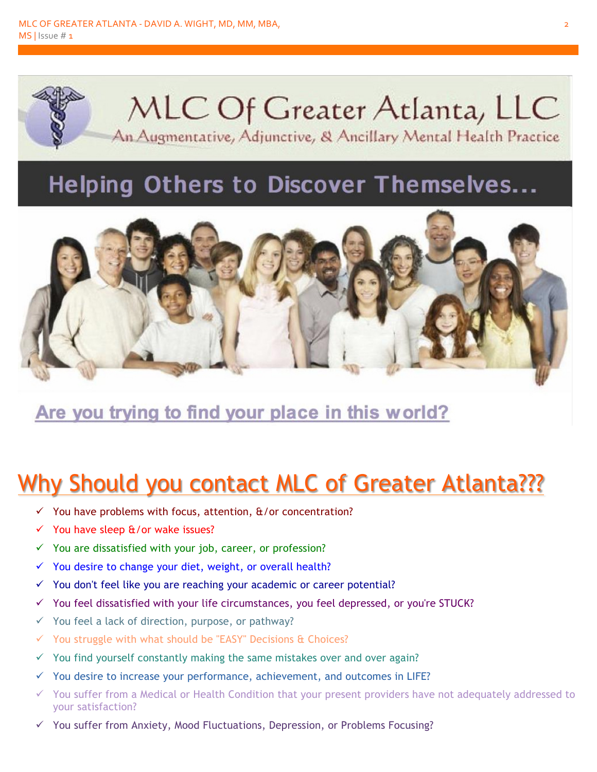MLC Of Greater Atlanta, LLC

An Augmentative, Adjunctive, & Ancillary Mental Health Practice

Helping Others to Discover Themselves...

Are you trying to find your place in this world?

# Why Should you contact MLC of Greater Atlanta???

- ✓ You have problems with focus, attention, &/or concentration?
- ✓ You have sleep &/or wake issues?
- ✓ You are dissatisfied with your job, career, or profession?
- ✓ You desire to change your diet, weight, or overall health?
- ✓ You don't feel like you are reaching your academic or career potential?
- ✓ You feel dissatisfied with your life circumstances, you feel depressed, or you're STUCK?
- ✓ You feel a lack of direction, purpose, or pathway?
- ✓ You struggle with what should be "EASY" Decisions & Choices?
- ✓ You find yourself constantly making the same mistakes over and over again?
- ✓ You desire to increase your performance, achievement, and outcomes in LIFE?
- ✓ You suffer from a Medical or Health Condition that your present providers have not adequately addressed to your satisfaction?
- ✓ You suffer from Anxiety, Mood Fluctuations, Depression, or Problems Focusing?